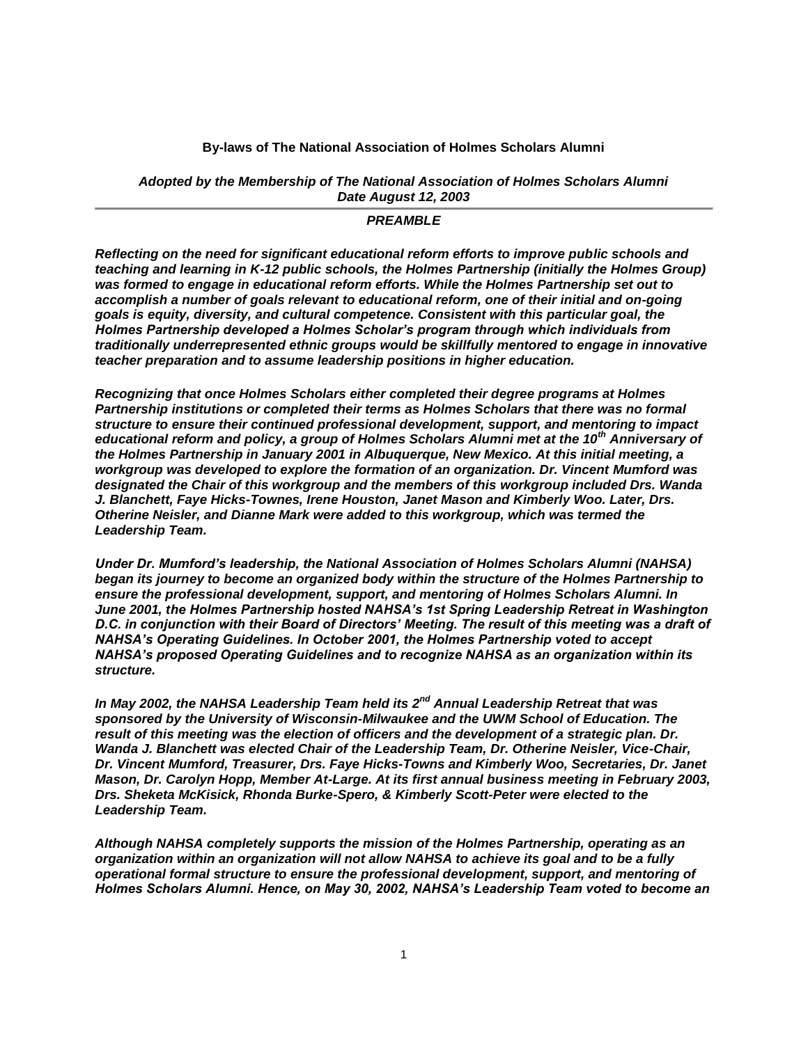**By-laws of The National Association of Holmes Scholars Alumni**

***Adopted by the Membership of The National Association of Holmes Scholars Alumni Date August 12, 2003***

---

***PREAMBLE***

***Reflecting on the need for significant educational reform efforts to improve public schools and teaching and learning in K-12 public schools, the Holmes Partnership (initially the Holmes Group) was formed to engage in educational reform efforts. While the Holmes Partnership set out to accomplish a number of goals relevant to educational reform, one of their initial and on-going goals is equity, diversity, and cultural competence. Consistent with this particular goal, the Holmes Partnership developed a Holmes Scholar's program through which individuals from traditionally underrepresented ethnic groups would be skillfully mentored to engage in innovative teacher preparation and to assume leadership positions in higher education.***

***Recognizing that once Holmes Scholars either completed their degree programs at Holmes Partnership institutions or completed their terms as Holmes Scholars that there was no formal structure to ensure their continued professional development, support, and mentoring to impact educational reform and policy, a group of Holmes Scholars Alumni met at the 10th Anniversary of the Holmes Partnership in January 2001 in Albuquerque, New Mexico. At this initial meeting, a workgroup was developed to explore the formation of an organization. Dr. Vincent Mumford was designated the Chair of this workgroup and the members of this workgroup included Drs. Wanda J. Blanchett, Faye Hicks-Townes, Irene Houston, Janet Mason and Kimberly Woo. Later, Drs. Otherine Neisler, and Dianne Mark were added to this workgroup, which was termed the Leadership Team.***

***Under Dr. Mumford's leadership, the National Association of Holmes Scholars Alumni (NAHSA) began its journey to become an organized body within the structure of the Holmes Partnership to ensure the professional development, support, and mentoring of Holmes Scholars Alumni. In June 2001, the Holmes Partnership hosted NAHSA's 1st Spring Leadership Retreat in Washington D.C. in conjunction with their Board of Directors' Meeting. The result of this meeting was a draft of NAHSA's Operating Guidelines. In October 2001, the Holmes Partnership voted to accept NAHSA's proposed Operating Guidelines and to recognize NAHSA as an organization within its structure.***

***In May 2002, the NAHSA Leadership Team held its 2nd Annual Leadership Retreat that was sponsored by the University of Wisconsin-Milwaukee and the UWM School of Education. The result of this meeting was the election of officers and the development of a strategic plan. Dr. Wanda J. Blanchett was elected Chair of the Leadership Team, Dr. Otherine Neisler, Vice-Chair, Dr. Vincent Mumford, Treasurer, Drs. Faye Hicks-Towns and Kimberly Woo, Secretaries, Dr. Janet Mason, Dr. Carolyn Hopp, Member At-Large. At its first annual business meeting in February 2003, Drs. Sheketa McKisick, Rhonda Burke-Spero, & Kimberly Scott-Peter were elected to the Leadership Team.***

***Although NAHSA completely supports the mission of the Holmes Partnership, operating as an organization within an organization will not allow NAHSA to achieve its goal and to be a fully operational formal structure to ensure the professional development, support, and mentoring of Holmes Scholars Alumni. Hence, on May 30, 2002, NAHSA's Leadership Team voted to become an***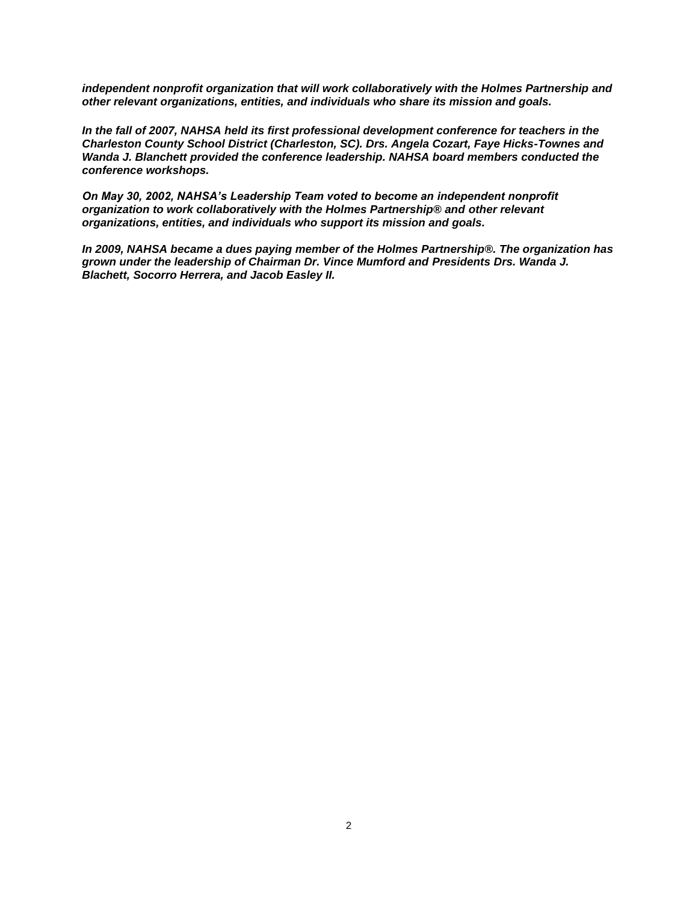***independent nonprofit organization that will work collaboratively with the Holmes Partnership and other relevant organizations, entities, and individuals who share its mission and goals.***

***In the fall of 2007, NAHSA held its first professional development conference for teachers in the Charleston County School District (Charleston, SC). Drs. Angela Cozart, Faye Hicks-Townes and Wanda J. Blanchett provided the conference leadership. NAHSA board members conducted the conference workshops.***

***On May 30, 2002, NAHSA's Leadership Team voted to become an independent nonprofit organization to work collaboratively with the Holmes Partnership® and other relevant organizations, entities, and individuals who support its mission and goals.***

***In 2009, NAHSA became a dues paying member of the Holmes Partnership®. The organization has grown under the leadership of Chairman Dr. Vince Mumford and Presidents Drs. Wanda J. Blachett, Socorro Herrera, and Jacob Easley II.***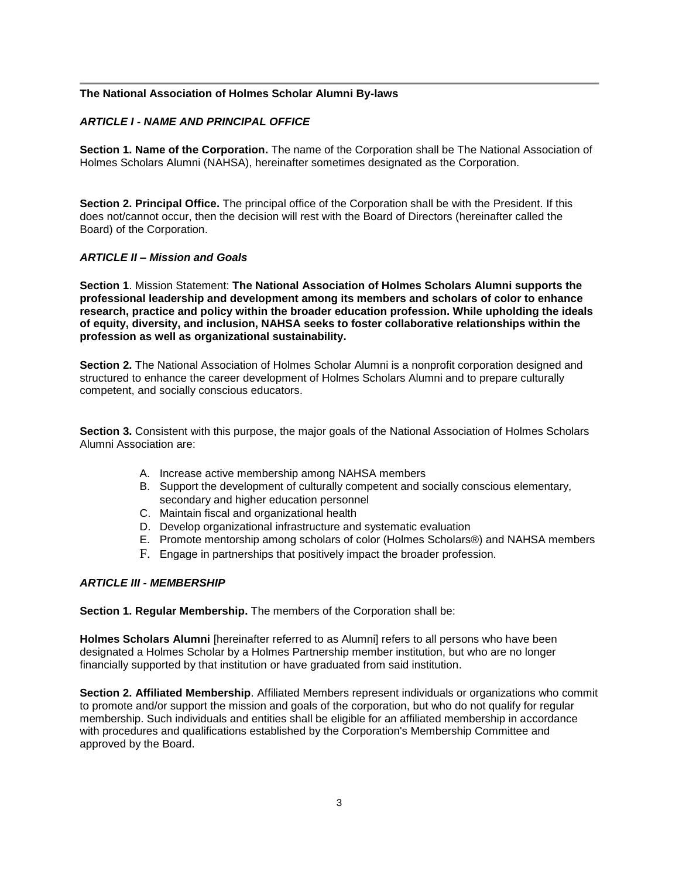**The National Association of Holmes Scholar Alumni By-laws**

## *ARTICLE I - NAME AND PRINCIPAL OFFICE*

**Section 1. Name of the Corporation.** The name of the Corporation shall be The National Association of Holmes Scholars Alumni (NAHSA), hereinafter sometimes designated as the Corporation.

**Section 2. Principal Office.** The principal office of the Corporation shall be with the President. If this does not/cannot occur, then the decision will rest with the Board of Directors (hereinafter called the Board) of the Corporation.

## *ARTICLE II – Mission and Goals*

**Section 1**. Mission Statement: **The National Association of Holmes Scholars Alumni supports the professional leadership and development among its members and scholars of color to enhance research, practice and policy within the broader education profession. While upholding the ideals of equity, diversity, and inclusion, NAHSA seeks to foster collaborative relationships within the profession as well as organizational sustainability.**

**Section 2.** The National Association of Holmes Scholar Alumni is a nonprofit corporation designed and structured to enhance the career development of Holmes Scholars Alumni and to prepare culturally competent, and socially conscious educators.

**Section 3.** Consistent with this purpose, the major goals of the National Association of Holmes Scholars Alumni Association are:

A. Increase active membership among NAHSA members
B. Support the development of culturally competent and socially conscious elementary, secondary and higher education personnel
C. Maintain fiscal and organizational health
D. Develop organizational infrastructure and systematic evaluation
E. Promote mentorship among scholars of color (Holmes Scholars®) and NAHSA members
F. Engage in partnerships that positively impact the broader profession.

## *ARTICLE III - MEMBERSHIP*

**Section 1. Regular Membership.** The members of the Corporation shall be:

**Holmes Scholars Alumni** [hereinafter referred to as Alumni] refers to all persons who have been designated a Holmes Scholar by a Holmes Partnership member institution, but who are no longer financially supported by that institution or have graduated from said institution.

**Section 2. Affiliated Membership**. Affiliated Members represent individuals or organizations who commit to promote and/or support the mission and goals of the corporation, but who do not qualify for regular membership. Such individuals and entities shall be eligible for an affiliated membership in accordance with procedures and qualifications established by the Corporation's Membership Committee and approved by the Board.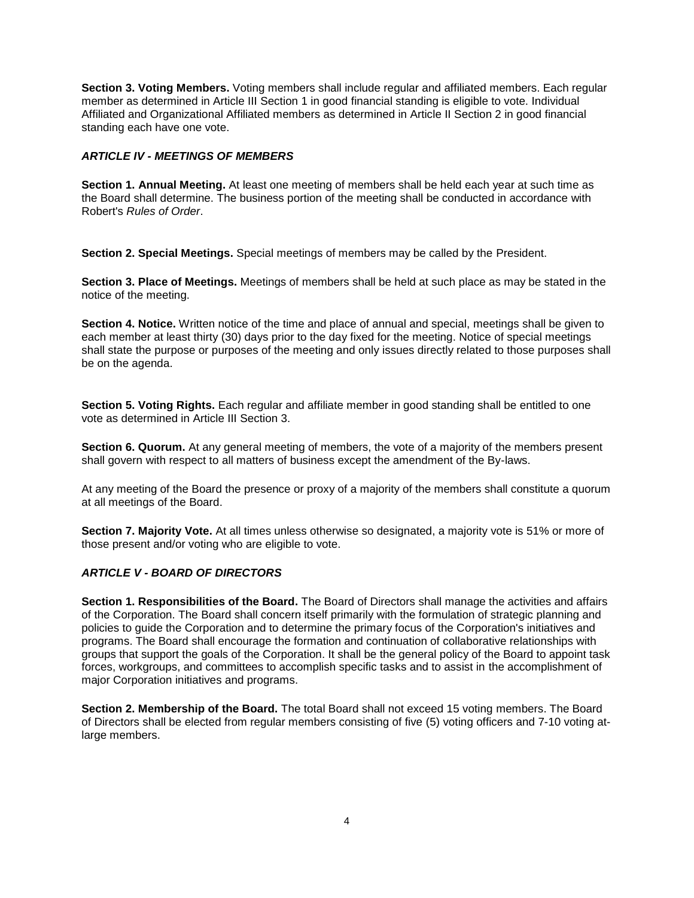**Section 3. Voting Members.** Voting members shall include regular and affiliated members. Each regular member as determined in Article III Section 1 in good financial standing is eligible to vote. Individual Affiliated and Organizational Affiliated members as determined in Article II Section 2 in good financial standing each have one vote.

### *ARTICLE IV - MEETINGS OF MEMBERS*

**Section 1. Annual Meeting.** At least one meeting of members shall be held each year at such time as the Board shall determine. The business portion of the meeting shall be conducted in accordance with Robert's *Rules of Order*.

**Section 2. Special Meetings.** Special meetings of members may be called by the President.

**Section 3. Place of Meetings.** Meetings of members shall be held at such place as may be stated in the notice of the meeting.

**Section 4. Notice.** Written notice of the time and place of annual and special, meetings shall be given to each member at least thirty (30) days prior to the day fixed for the meeting. Notice of special meetings shall state the purpose or purposes of the meeting and only issues directly related to those purposes shall be on the agenda.

**Section 5. Voting Rights.** Each regular and affiliate member in good standing shall be entitled to one vote as determined in Article III Section 3.

**Section 6. Quorum.** At any general meeting of members, the vote of a majority of the members present shall govern with respect to all matters of business except the amendment of the By-laws.

At any meeting of the Board the presence or proxy of a majority of the members shall constitute a quorum at all meetings of the Board.

**Section 7. Majority Vote.** At all times unless otherwise so designated, a majority vote is 51% or more of those present and/or voting who are eligible to vote.

### *ARTICLE V - BOARD OF DIRECTORS*

**Section 1. Responsibilities of the Board.** The Board of Directors shall manage the activities and affairs of the Corporation. The Board shall concern itself primarily with the formulation of strategic planning and policies to guide the Corporation and to determine the primary focus of the Corporation's initiatives and programs. The Board shall encourage the formation and continuation of collaborative relationships with groups that support the goals of the Corporation. It shall be the general policy of the Board to appoint task forces, workgroups, and committees to accomplish specific tasks and to assist in the accomplishment of major Corporation initiatives and programs.

**Section 2. Membership of the Board.** The total Board shall not exceed 15 voting members. The Board of Directors shall be elected from regular members consisting of five (5) voting officers and 7-10 voting at-large members.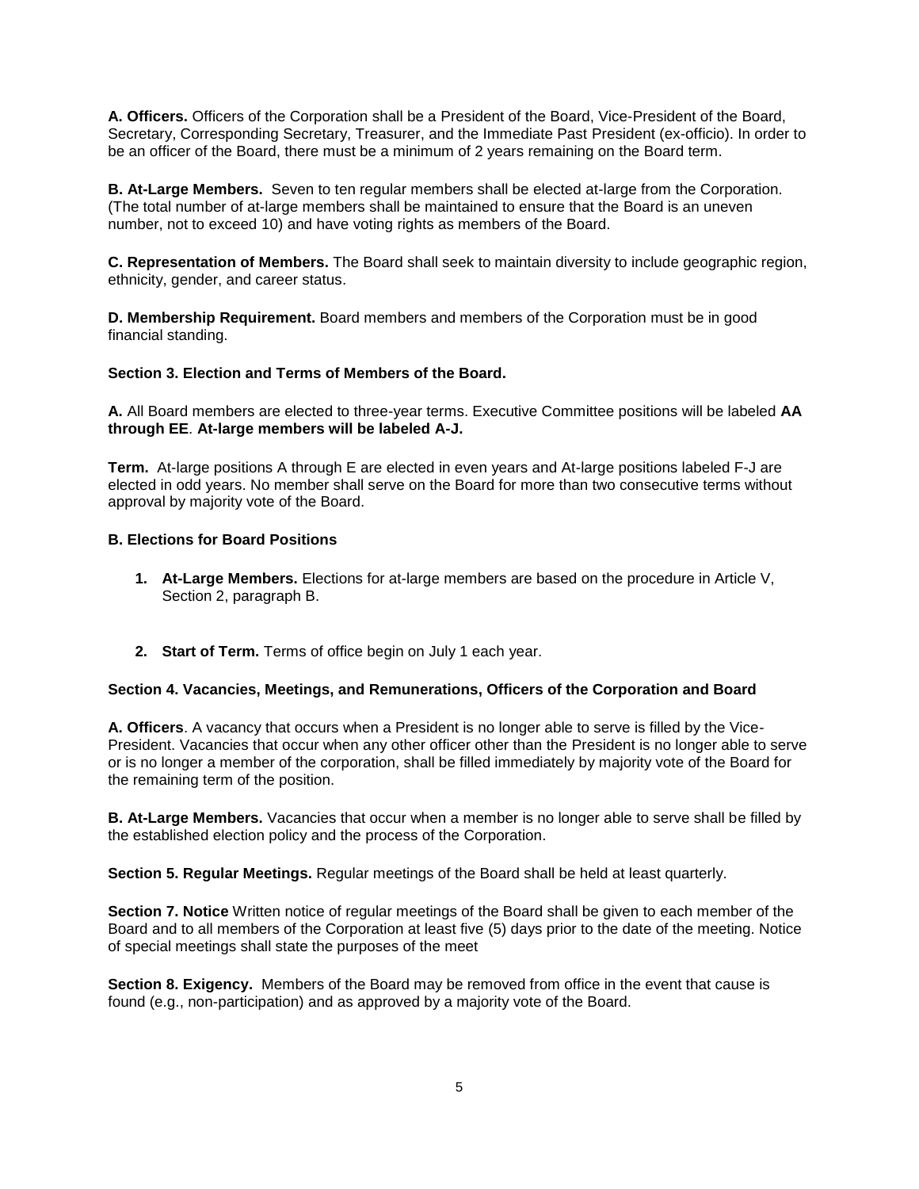**A. Officers.** Officers of the Corporation shall be a President of the Board, Vice-President of the Board, Secretary, Corresponding Secretary, Treasurer, and the Immediate Past President (ex-officio). In order to be an officer of the Board, there must be a minimum of 2 years remaining on the Board term.

**B. At-Large Members.** Seven to ten regular members shall be elected at-large from the Corporation. (The total number of at-large members shall be maintained to ensure that the Board is an uneven number, not to exceed 10) and have voting rights as members of the Board.

**C. Representation of Members.** The Board shall seek to maintain diversity to include geographic region, ethnicity, gender, and career status.

**D. Membership Requirement.** Board members and members of the Corporation must be in good financial standing.

**Section 3. Election and Terms of Members of the Board.**

**A.** All Board members are elected to three-year terms. Executive Committee positions will be labeled **AA through EE**. **At-large members will be labeled A-J.**

**Term.** At-large positions A through E are elected in even years and At-large positions labeled F-J are elected in odd years. No member shall serve on the Board for more than two consecutive terms without approval by majority vote of the Board.

**B. Elections for Board Positions**

1. **At-Large Members.** Elections for at-large members are based on the procedure in Article V, Section 2, paragraph B.

2. **Start of Term.** Terms of office begin on July 1 each year.

**Section 4. Vacancies, Meetings, and Remunerations, Officers of the Corporation and Board**

**A. Officers**. A vacancy that occurs when a President is no longer able to serve is filled by the Vice-President. Vacancies that occur when any other officer other than the President is no longer able to serve or is no longer a member of the corporation, shall be filled immediately by majority vote of the Board for the remaining term of the position.

**B. At-Large Members.** Vacancies that occur when a member is no longer able to serve shall be filled by the established election policy and the process of the Corporation.

**Section 5. Regular Meetings.** Regular meetings of the Board shall be held at least quarterly.

**Section 7. Notice** Written notice of regular meetings of the Board shall be given to each member of the Board and to all members of the Corporation at least five (5) days prior to the date of the meeting. Notice of special meetings shall state the purposes of the meet

**Section 8. Exigency.** Members of the Board may be removed from office in the event that cause is found (e.g., non-participation) and as approved by a majority vote of the Board.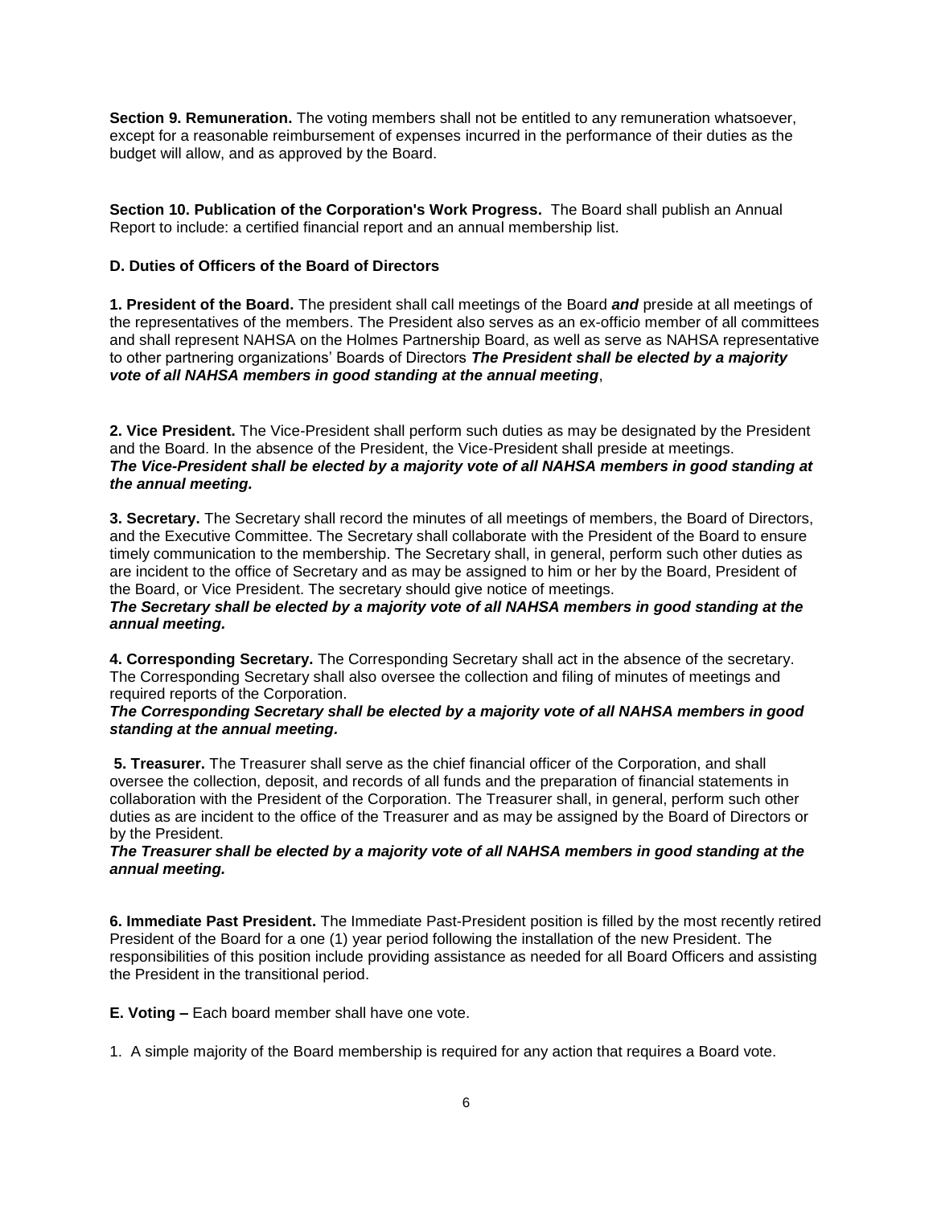**Section 9. Remuneration.** The voting members shall not be entitled to any remuneration whatsoever, except for a reasonable reimbursement of expenses incurred in the performance of their duties as the budget will allow, and as approved by the Board.

**Section 10. Publication of the Corporation's Work Progress.** The Board shall publish an Annual Report to include: a certified financial report and an annual membership list.

**D. Duties of Officers of the Board of Directors**

**1. President of the Board.** The president shall call meetings of the Board ***and*** preside at all meetings of the representatives of the members. The President also serves as an ex-officio member of all committees and shall represent NAHSA on the Holmes Partnership Board, as well as serve as NAHSA representative to other partnering organizations' Boards of Directors ***The President shall be elected by a majority vote of all NAHSA members in good standing at the annual meeting***,

**2. Vice President.** The Vice-President shall perform such duties as may be designated by the President and the Board. In the absence of the President, the Vice-President shall preside at meetings.
***The Vice-President shall be elected by a majority vote of all NAHSA members in good standing at the annual meeting.***

**3. Secretary.** The Secretary shall record the minutes of all meetings of members, the Board of Directors, and the Executive Committee. The Secretary shall collaborate with the President of the Board to ensure timely communication to the membership. The Secretary shall, in general, perform such other duties as are incident to the office of Secretary and as may be assigned to him or her by the Board, President of the Board, or Vice President. The secretary should give notice of meetings.
***The Secretary shall be elected by a majority vote of all NAHSA members in good standing at the annual meeting.***

**4. Corresponding Secretary.** The Corresponding Secretary shall act in the absence of the secretary. The Corresponding Secretary shall also oversee the collection and filing of minutes of meetings and required reports of the Corporation.
***The Corresponding Secretary shall be elected by a majority vote of all NAHSA members in good standing at the annual meeting.***

**5. Treasurer.** The Treasurer shall serve as the chief financial officer of the Corporation, and shall oversee the collection, deposit, and records of all funds and the preparation of financial statements in collaboration with the President of the Corporation. The Treasurer shall, in general, perform such other duties as are incident to the office of the Treasurer and as may be assigned by the Board of Directors or by the President.
***The Treasurer shall be elected by a majority vote of all NAHSA members in good standing at the annual meeting.***

**6. Immediate Past President.** The Immediate Past-President position is filled by the most recently retired President of the Board for a one (1) year period following the installation of the new President. The responsibilities of this position include providing assistance as needed for all Board Officers and assisting the President in the transitional period.

**E. Voting –** Each board member shall have one vote.

1. A simple majority of the Board membership is required for any action that requires a Board vote.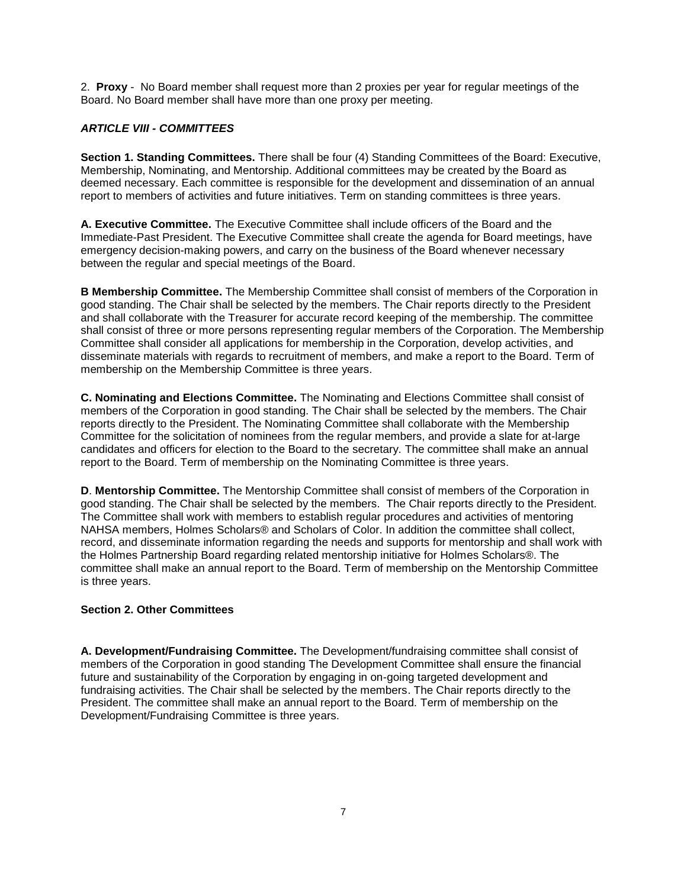2. **Proxy** - No Board member shall request more than 2 proxies per year for regular meetings of the Board. No Board member shall have more than one proxy per meeting.

### *ARTICLE VIII - COMMITTEES*

**Section 1. Standing Committees.** There shall be four (4) Standing Committees of the Board: Executive, Membership, Nominating, and Mentorship. Additional committees may be created by the Board as deemed necessary. Each committee is responsible for the development and dissemination of an annual report to members of activities and future initiatives. Term on standing committees is three years.

**A. Executive Committee.** The Executive Committee shall include officers of the Board and the Immediate-Past President. The Executive Committee shall create the agenda for Board meetings, have emergency decision-making powers, and carry on the business of the Board whenever necessary between the regular and special meetings of the Board.

**B Membership Committee.** The Membership Committee shall consist of members of the Corporation in good standing. The Chair shall be selected by the members. The Chair reports directly to the President and shall collaborate with the Treasurer for accurate record keeping of the membership. The committee shall consist of three or more persons representing regular members of the Corporation. The Membership Committee shall consider all applications for membership in the Corporation, develop activities, and disseminate materials with regards to recruitment of members, and make a report to the Board. Term of membership on the Membership Committee is three years.

**C. Nominating and Elections Committee.** The Nominating and Elections Committee shall consist of members of the Corporation in good standing. The Chair shall be selected by the members. The Chair reports directly to the President. The Nominating Committee shall collaborate with the Membership Committee for the solicitation of nominees from the regular members, and provide a slate for at-large candidates and officers for election to the Board to the secretary. The committee shall make an annual report to the Board. Term of membership on the Nominating Committee is three years.

**D**. **Mentorship Committee.** The Mentorship Committee shall consist of members of the Corporation in good standing. The Chair shall be selected by the members. The Chair reports directly to the President. The Committee shall work with members to establish regular procedures and activities of mentoring NAHSA members, Holmes Scholars® and Scholars of Color. In addition the committee shall collect, record, and disseminate information regarding the needs and supports for mentorship and shall work with the Holmes Partnership Board regarding related mentorship initiative for Holmes Scholars®. The committee shall make an annual report to the Board. Term of membership on the Mentorship Committee is three years.

**Section 2. Other Committees**

**A. Development/Fundraising Committee.** The Development/fundraising committee shall consist of members of the Corporation in good standing The Development Committee shall ensure the financial future and sustainability of the Corporation by engaging in on-going targeted development and fundraising activities. The Chair shall be selected by the members. The Chair reports directly to the President. The committee shall make an annual report to the Board. Term of membership on the Development/Fundraising Committee is three years.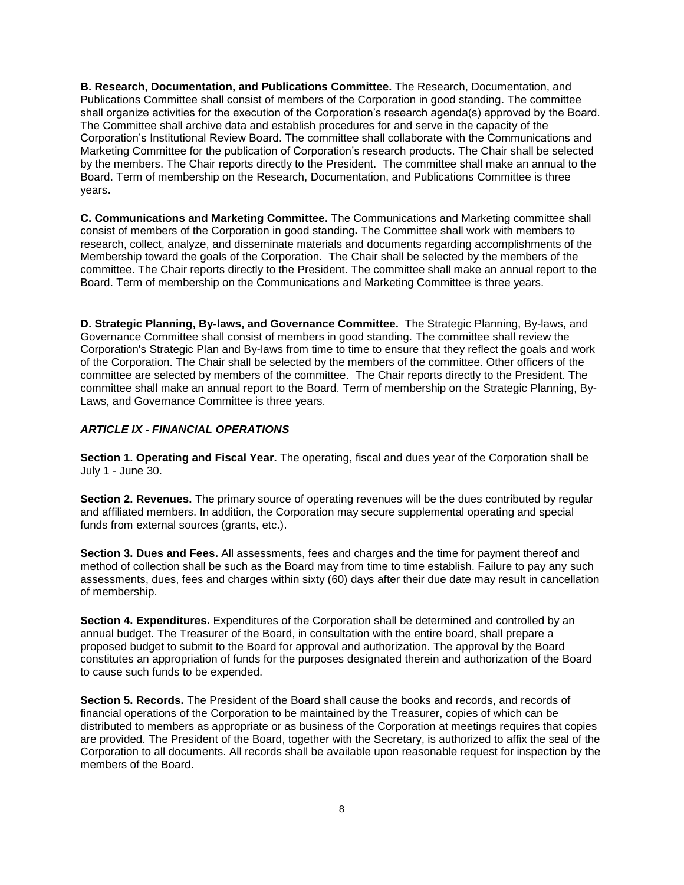**B. Research, Documentation, and Publications Committee.** The Research, Documentation, and Publications Committee shall consist of members of the Corporation in good standing. The committee shall organize activities for the execution of the Corporation's research agenda(s) approved by the Board. The Committee shall archive data and establish procedures for and serve in the capacity of the Corporation's Institutional Review Board. The committee shall collaborate with the Communications and Marketing Committee for the publication of Corporation's research products. The Chair shall be selected by the members. The Chair reports directly to the President. The committee shall make an annual to the Board. Term of membership on the Research, Documentation, and Publications Committee is three years.

**C. Communications and Marketing Committee.** The Communications and Marketing committee shall consist of members of the Corporation in good standing**.** The Committee shall work with members to research, collect, analyze, and disseminate materials and documents regarding accomplishments of the Membership toward the goals of the Corporation. The Chair shall be selected by the members of the committee. The Chair reports directly to the President. The committee shall make an annual report to the Board. Term of membership on the Communications and Marketing Committee is three years.

**D. Strategic Planning, By-laws, and Governance Committee.** The Strategic Planning, By-laws, and Governance Committee shall consist of members in good standing. The committee shall review the Corporation's Strategic Plan and By-laws from time to time to ensure that they reflect the goals and work of the Corporation. The Chair shall be selected by the members of the committee. Other officers of the committee are selected by members of the committee. The Chair reports directly to the President. The committee shall make an annual report to the Board. Term of membership on the Strategic Planning, By-Laws, and Governance Committee is three years.

### ***ARTICLE IX - FINANCIAL OPERATIONS***

**Section 1. Operating and Fiscal Year.** The operating, fiscal and dues year of the Corporation shall be July 1 - June 30.

**Section 2. Revenues.** The primary source of operating revenues will be the dues contributed by regular and affiliated members. In addition, the Corporation may secure supplemental operating and special funds from external sources (grants, etc.).

**Section 3. Dues and Fees.** All assessments, fees and charges and the time for payment thereof and method of collection shall be such as the Board may from time to time establish. Failure to pay any such assessments, dues, fees and charges within sixty (60) days after their due date may result in cancellation of membership.

**Section 4. Expenditures.** Expenditures of the Corporation shall be determined and controlled by an annual budget. The Treasurer of the Board, in consultation with the entire board, shall prepare a proposed budget to submit to the Board for approval and authorization. The approval by the Board constitutes an appropriation of funds for the purposes designated therein and authorization of the Board to cause such funds to be expended.

**Section 5. Records.** The President of the Board shall cause the books and records, and records of financial operations of the Corporation to be maintained by the Treasurer, copies of which can be distributed to members as appropriate or as business of the Corporation at meetings requires that copies are provided. The President of the Board, together with the Secretary, is authorized to affix the seal of the Corporation to all documents. All records shall be available upon reasonable request for inspection by the members of the Board.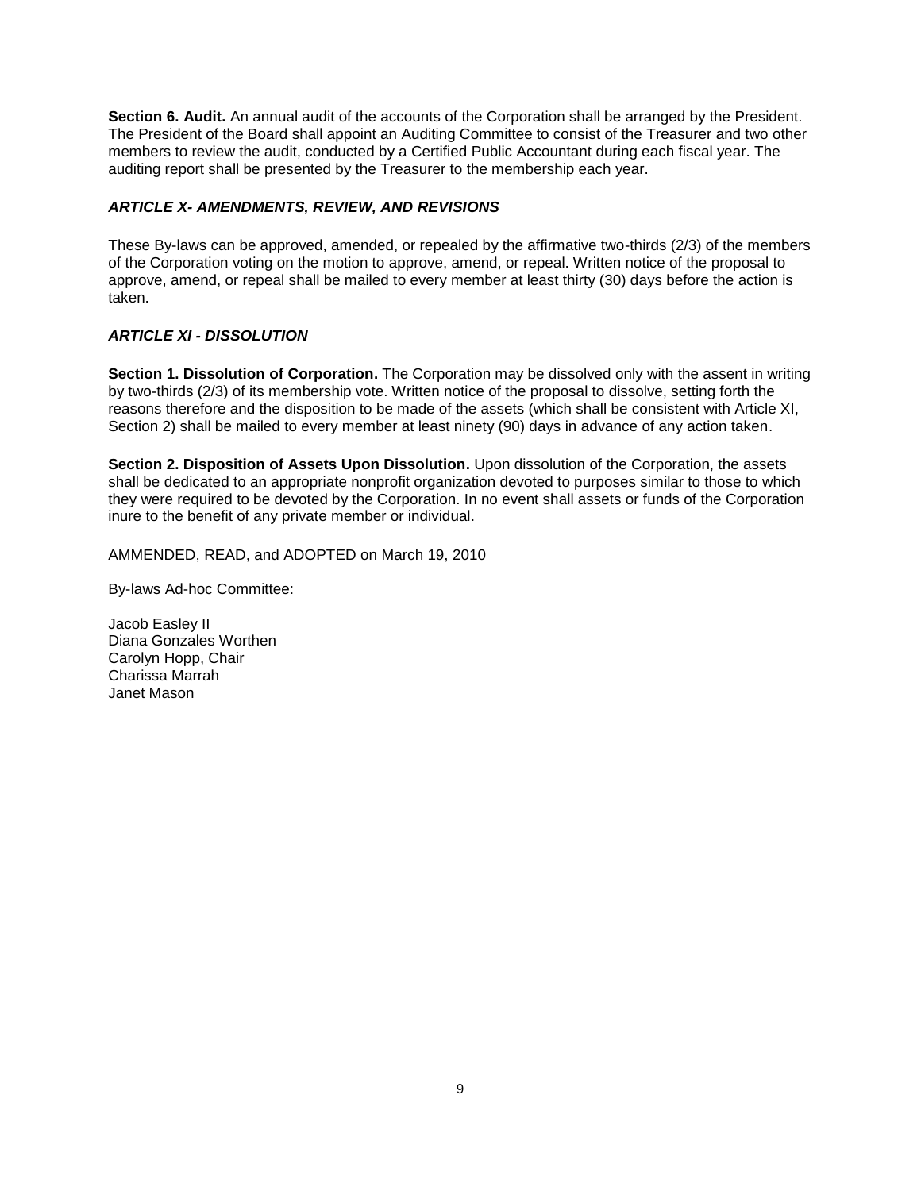**Section 6. Audit.** An annual audit of the accounts of the Corporation shall be arranged by the President. The President of the Board shall appoint an Auditing Committee to consist of the Treasurer and two other members to review the audit, conducted by a Certified Public Accountant during each fiscal year. The auditing report shall be presented by the Treasurer to the membership each year.

### *ARTICLE X- AMENDMENTS, REVIEW, AND REVISIONS*

These By-laws can be approved, amended, or repealed by the affirmative two-thirds (2/3) of the members of the Corporation voting on the motion to approve, amend, or repeal. Written notice of the proposal to approve, amend, or repeal shall be mailed to every member at least thirty (30) days before the action is taken.

### *ARTICLE XI - DISSOLUTION*

**Section 1. Dissolution of Corporation.** The Corporation may be dissolved only with the assent in writing by two-thirds (2/3) of its membership vote. Written notice of the proposal to dissolve, setting forth the reasons therefore and the disposition to be made of the assets (which shall be consistent with Article XI, Section 2) shall be mailed to every member at least ninety (90) days in advance of any action taken.

**Section 2. Disposition of Assets Upon Dissolution.** Upon dissolution of the Corporation, the assets shall be dedicated to an appropriate nonprofit organization devoted to purposes similar to those to which they were required to be devoted by the Corporation. In no event shall assets or funds of the Corporation inure to the benefit of any private member or individual.

AMMENDED, READ, and ADOPTED on March 19, 2010

By-laws Ad-hoc Committee:

Jacob Easley II
Diana Gonzales Worthen
Carolyn Hopp, Chair
Charissa Marrah
Janet Mason